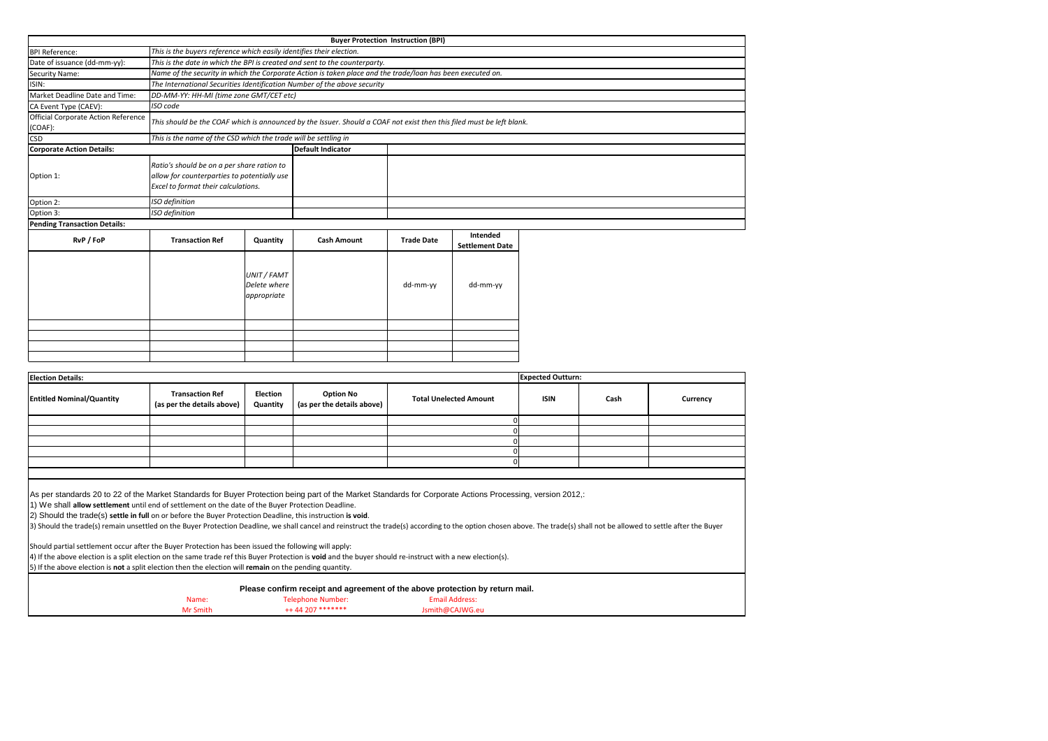# Buyer Protection Instruction (BPI)

| | |
|---|---|
| BPI Reference: | *This is the buyers reference which easily identifies their election.* |
| Date of issuance (dd-mm-yy): | *This is the date in which the BPI is created and sent to the counterparty.* |
| Security Name: | *Name of the security in which the Corporate Action is taken place and the trade/loan has been executed on.* |
| ISIN: | *The International Securities Identification Number of the above security* |
| Market Deadline Date and Time: | *DD-MM-YY: HH-MI (time zone GMT/CET etc)* |
| CA Event Type (CAEV): | *ISO code* |
| Official Corporate Action Reference (COAF): | *This should be the COAF which is announced by the Issuer. Should a COAF not exist then this filed must be left blank.* |
| CSD | *This is the name of the CSD which the trade will be settling in* |

| **Corporate Action Details:** | | **Default Indicator** | |
|---|---|---|---|
| Option 1: | *Ratio's should be on a per share ration to allow for counterparties to potentially use Excel to format their calculations.* | | |
| Option 2: | *ISO definition* | | |
| Option 3: | *ISO definition* | | |

**Pending Transaction Details:**

| RvP / FoP | Transaction Ref | Quantity | Cash Amount | Trade Date | Intended Settlement Date |
|---|---|---|---|---|---|
| | | *UNIT / FAMT Delete where appropriate* | | dd-mm-yy | dd-mm-yy |
| | | | | | |
| | | | | | |
| | | | | | |
| | | | | | |

**Election Details:** / **Expected Outturn:**

| Entitled Nominal/Quantity | Transaction Ref (as per the details above) | Election Quantity | Option No (as per the details above) | Total Unelected Amount | ISIN | Cash | Currency |
|---|---|---|---|---|---|---|---|
| | | | | 0 | | | |
| | | | | 0 | | | |
| | | | | 0 | | | |
| | | | | 0 | | | |
| | | | | 0 | | | |

As per standards 20 to 22 of the Market Standards for Buyer Protection being part of the Market Standards for Corporate Actions Processing, version 2012,:

1) We shall **allow settlement** until end of settlement on the date of the Buyer Protection Deadline.

2) Should the trade(s) **settle in full** on or before the Buyer Protection Deadline, this instruction **is void**.

3) Should the trade(s) remain unsettled on the Buyer Protection Deadline, we shall cancel and reinstruct the trade(s) according to the option chosen above. The trade(s) shall not be allowed to settle after the Buyer

Should partial settlement occur after the Buyer Protection has been issued the following will apply:

4) If the above election is a split election on the same trade ref this Buyer Protection is **void** and the buyer should re-instruct with a new election(s).

5) If the above election is **not** a split election then the election will **remain** on the pending quantity.

**Please confirm receipt and agreement of the above protection by return mail.**

| Name: | Telephone Number: | Email Address: |
|---|---|---|
| Mr Smith | ++ 44 207 ******* | Jsmith@CAJWG.eu |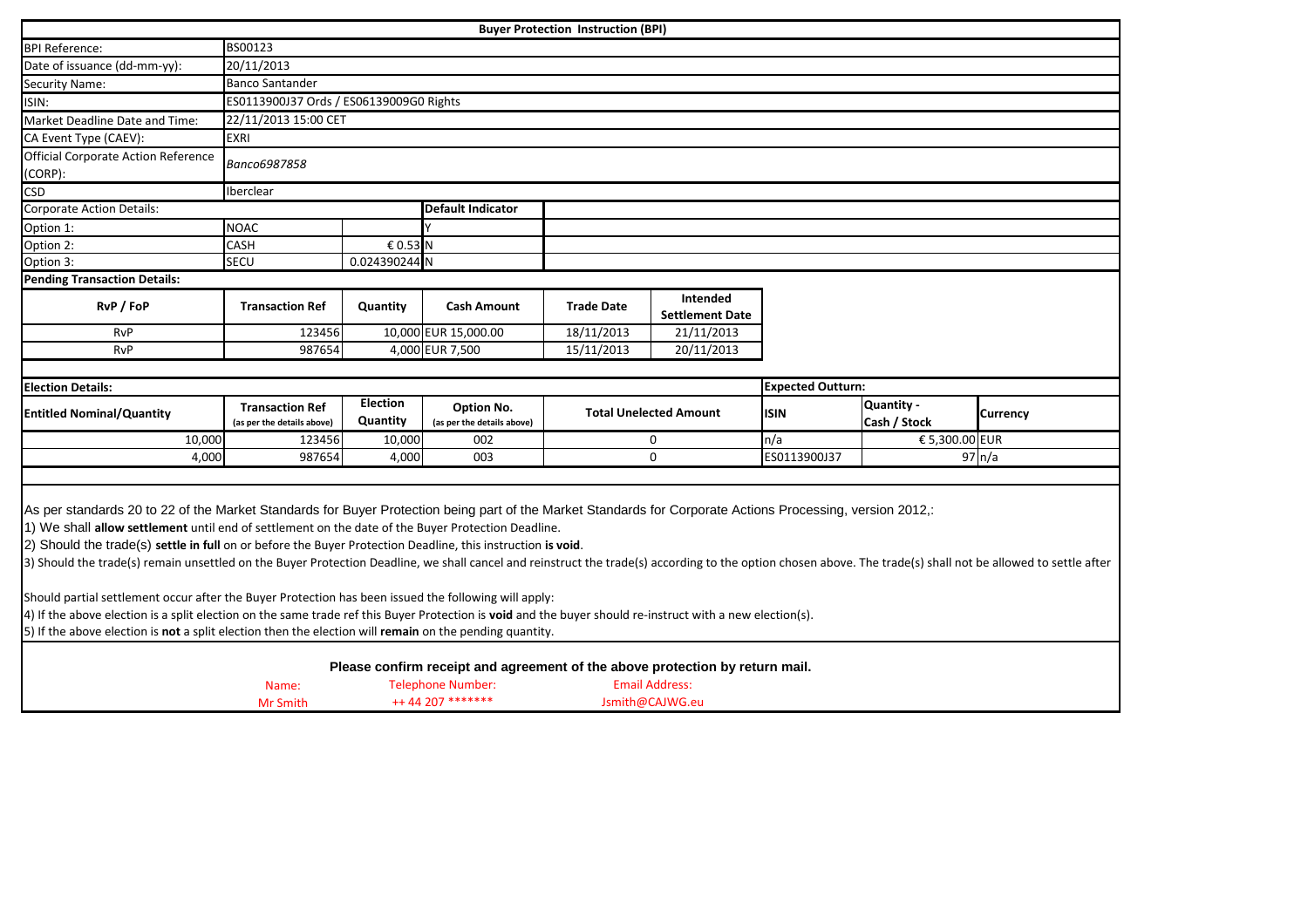# Buyer Protection Instruction (BPI)

| | |
|---|---|
| BPI Reference: | BS00123 |
| Date of issuance (dd-mm-yy): | 20/11/2013 |
| Security Name: | Banco Santander |
| ISIN: | ES0113900J37 Ords / ES06139009G0 Rights |
| Market Deadline Date and Time: | 22/11/2013 15:00 CET |
| CA Event Type (CAEV): | EXRI |
| Official Corporate Action Reference (CORP): | *Banco6987858* |
| CSD | Iberclear |

| Corporate Action Details: | | | Default Indicator |
|---|---|---|---|
| Option 1: | NOAC | | Y |
| Option 2: | CASH | € 0.53 | N |
| Option 3: | SECU | 0.024390244 | N |

**Pending Transaction Details:**

| RvP / FoP | Transaction Ref | Quantity | Cash Amount | Trade Date | Intended Settlement Date |
|---|---|---|---|---|---|
| RvP | 123456 | 10,000 | EUR 15,000.00 | 18/11/2013 | 21/11/2013 |
| RvP | 987654 | 4,000 | EUR 7,500 | 15/11/2013 | 20/11/2013 |

| Election Details: | | | | | Expected Outturn: | | |
|---|---|---|---|---|---|---|---|
| Entitled Nominal/Quantity | Transaction Ref (as per the details above) | Election Quantity | Option No. (as per the details above) | Total Unelected Amount | ISIN | Quantity - Cash / Stock | Currency |
| 10,000 | 123456 | 10,000 | 002 | 0 | n/a | € 5,300.00 | EUR |
| 4,000 | 987654 | 4,000 | 003 | 0 | ES0113900J37 | 97 | n/a |

As per standards 20 to 22 of the Market Standards for Buyer Protection being part of the Market Standards for Corporate Actions Processing, version 2012,:

1) We shall **allow settlement** until end of settlement on the date of the Buyer Protection Deadline.

2) Should the trade(s) **settle in full** on or before the Buyer Protection Deadline, this instruction **is void**.

3) Should the trade(s) remain unsettled on the Buyer Protection Deadline, we shall cancel and reinstruct the trade(s) according to the option chosen above. The trade(s) shall not be allowed to settle after

Should partial settlement occur after the Buyer Protection has been issued the following will apply:

4) If the above election is a split election on the same trade ref this Buyer Protection is **void** and the buyer should re-instruct with a new election(s).

5) If the above election is **not** a split election then the election will **remain** on the pending quantity.

**Please confirm receipt and agreement of the above protection by return mail.**

| Name: | Telephone Number: | Email Address: |
|---|---|---|
| Mr Smith | ++ 44 207 ******* | Jsmith@CAJWG.eu |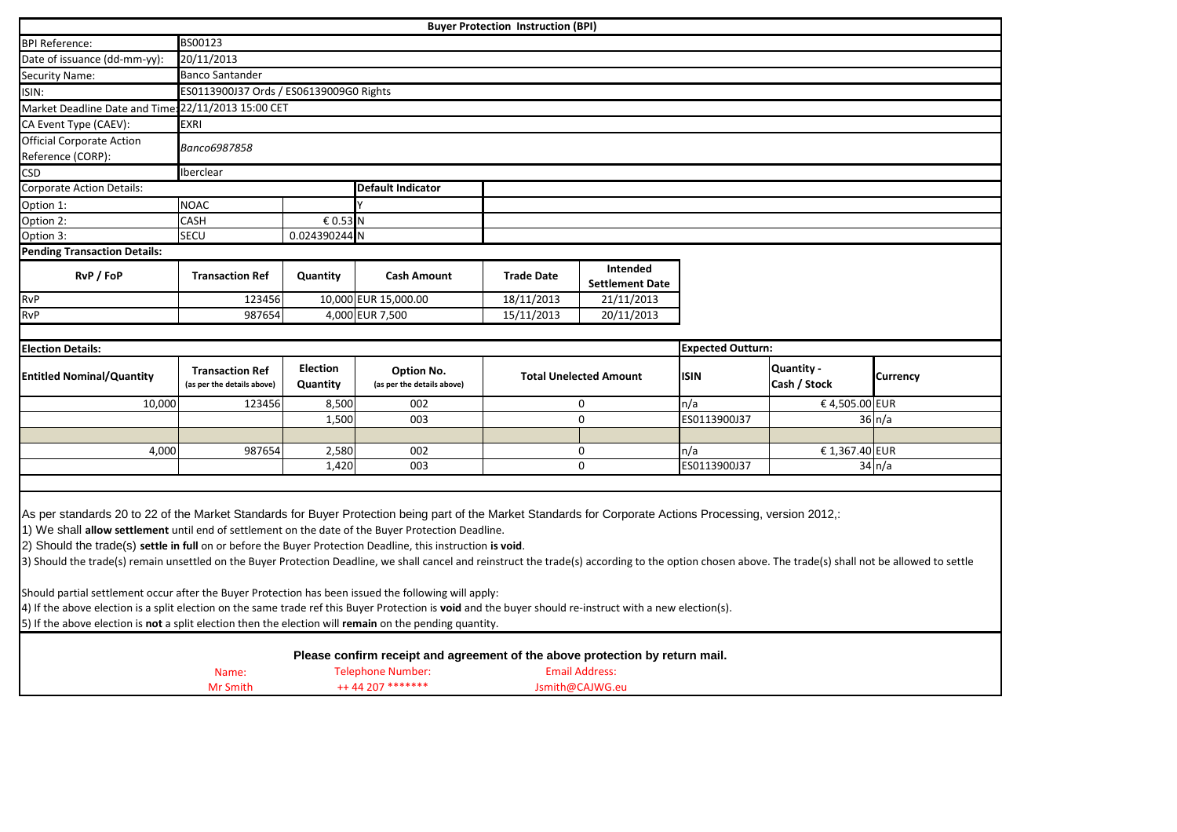# Buyer Protection Instruction (BPI)

| | | | |
|---|---|---|---|
| BPI Reference: | BS00123 | | |
| Date of issuance (dd-mm-yy): | 20/11/2013 | | |
| Security Name: | Banco Santander | | |
| ISIN: | ES0113900J37 Ords / ES06139009G0 Rights | | |
| Market Deadline Date and Time: | 22/11/2013 15:00 CET | | |
| CA Event Type (CAEV): | EXRI | | |
| Official Corporate Action Reference (CORP): | *Banco6987858* | | |
| CSD | Iberclear | | |
| Corporate Action Details: | | | Default Indicator |
| Option 1: | NOAC | | Y |
| Option 2: | CASH | € 0.53 | N |
| Option 3: | SECU | 0.024390244 | N |

**Pending Transaction Details:**

| RvP / FoP | Transaction Ref | Quantity | Cash Amount | Trade Date | Intended Settlement Date |
|---|---|---|---|---|---|
| RvP | 123456 | 10,000 | EUR 15,000.00 | 18/11/2013 | 21/11/2013 |
| RvP | 987654 | 4,000 | EUR 7,500 | 15/11/2013 | 20/11/2013 |

**Election Details:** / **Expected Outturn:**

| Entitled Nominal/Quantity | Transaction Ref (as per the details above) | Election Quantity | Option No. (as per the details above) | Total Unelected Amount | ISIN | Quantity - Cash / Stock | Currency |
|---|---|---|---|---|---|---|---|
| 10,000 | 123456 | 8,500 | 002 | 0 | n/a | € 4,505.00 | EUR |
| | | 1,500 | 003 | 0 | ES0113900J37 | 36 | n/a |
| | | | | | | | |
| 4,000 | 987654 | 2,580 | 002 | 0 | n/a | € 1,367.40 | EUR |
| | | 1,420 | 003 | 0 | ES0113900J37 | 34 | n/a |

As per standards 20 to 22 of the Market Standards for Buyer Protection being part of the Market Standards for Corporate Actions Processing, version 2012,:

1) We shall **allow settlement** until end of settlement on the date of the Buyer Protection Deadline.

2) Should the trade(s) **settle in full** on or before the Buyer Protection Deadline, this instruction **is void**.

3) Should the trade(s) remain unsettled on the Buyer Protection Deadline, we shall cancel and reinstruct the trade(s) according to the option chosen above. The trade(s) shall not be allowed to settle

Should partial settlement occur after the Buyer Protection has been issued the following will apply:

4) If the above election is a split election on the same trade ref this Buyer Protection is **void** and the buyer should re-instruct with a new election(s).

5) If the above election is **not** a split election then the election will **remain** on the pending quantity.

**Please confirm receipt and agreement of the above protection by return mail.**

| Name: | Telephone Number: | Email Address: |
|---|---|---|
| Mr Smith | ++ 44 207 ******* | Jsmith@CAJWG.eu |